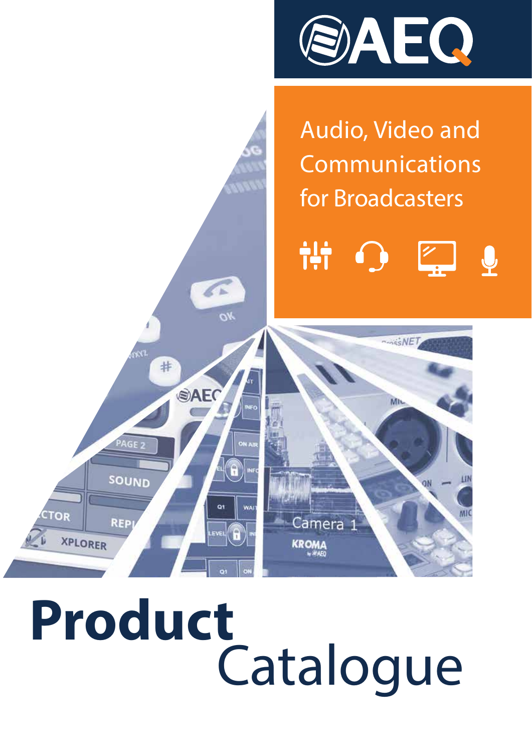AEQ

Audio, Video and Communications for Broadcasters

# Product Catalogue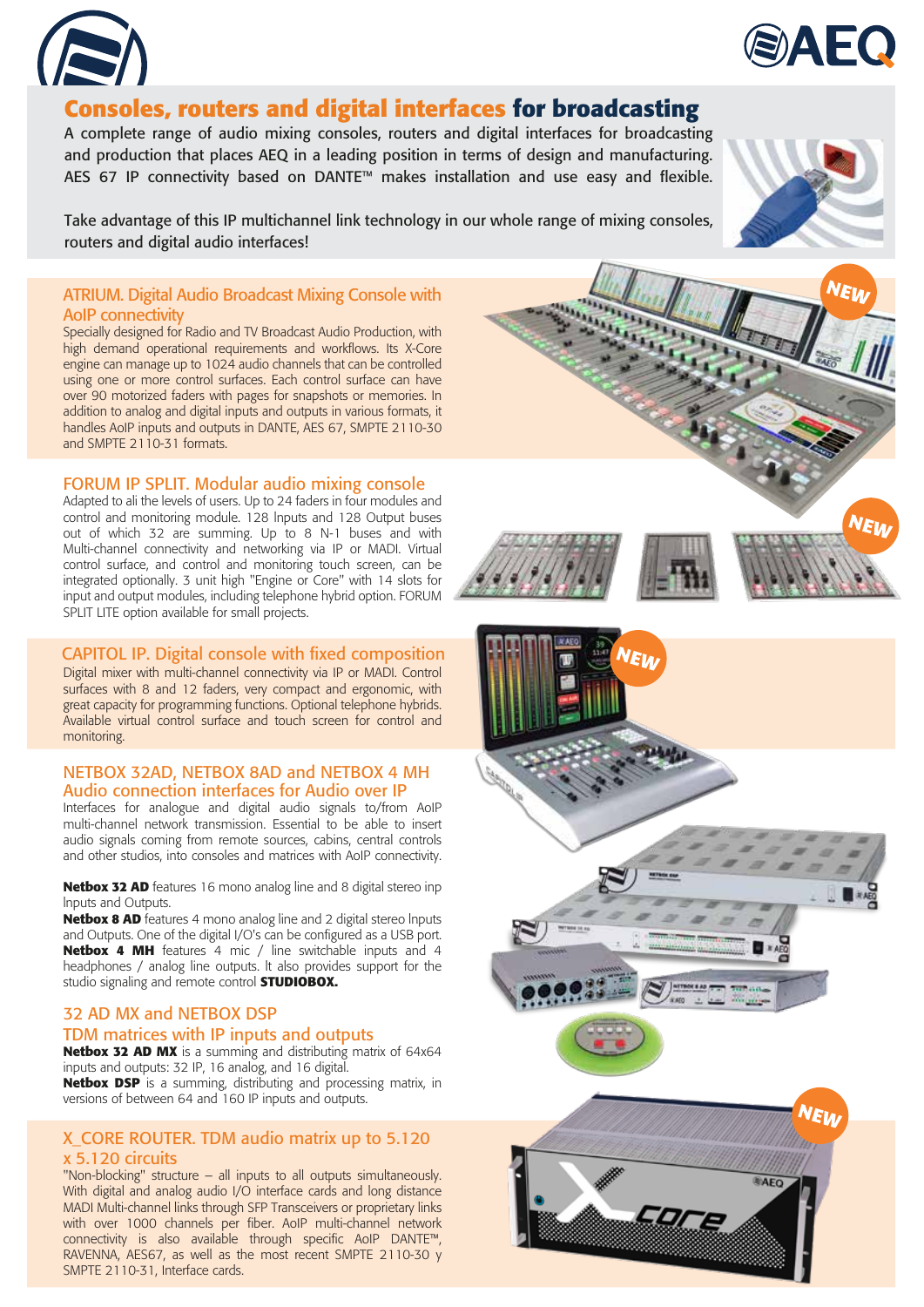# Consoles, routers and digital interfaces for broadcasting

A complete range of audio mixing consoles, routers and digital interfaces for broadcasting and production that places AEQ in a leading position in terms of design and manufacturing. AES 67 IP connectivity based on DANTE™ makes installation and use easy and flexible.

Take advantage of this IP multichannel link technology in our whole range of mixing consoles, routers and digital audio interfaces!

## ATRIUM. Digital Audio Broadcast Mixing Console with AoIP connectivity

Specially designed for Radio and TV Broadcast Audio Production, with high demand operational requirements and workflows. Its X-Core engine can manage up to 1024 audio channels that can be controlled using one or more control surfaces. Each control surface can have over 90 motorized faders with pages for snapshots or memories. In addition to analog and digital inputs and outputs in various formats, it handles AoIP inputs and outputs in DANTE, AES 67, SMPTE 2110-30 and SMPTE 2110-31 formats.

## FORUM IP SPLIT. Modular audio mixing console

Adapted to ali the levels of users. Up to 24 faders in four modules and control and monitoring module. 128 Inputs and 128 Output buses out of which 32 are summing. Up to 8 N-1 buses and with Multi-channel connectivity and networking via IP or MADI. Virtual control surface, and control and monitoring touch screen, can be integrated optionally. 3 unit high "Engine or Core" with 14 slots for input and output modules, including telephone hybrid option. FORUM SPLIT LITE option available for small projects.

## CAPITOL IP. Digital console with fixed composition

Digital mixer with multi-channel connectivity via IP or MADI. Control surfaces with 8 and 12 faders, very compact and ergonomic, with great capacity for programming functions. Optional telephone hybrids. Available virtual control surface and touch screen for control and monitoring.

## NETBOX 32AD, NETBOX 8AD and NETBOX 4 MH Audio connection interfaces for Audio over IP

Interfaces for analogue and digital audio signals to/from AoIP multi-channel network transmission. Essential to be able to insert audio signals coming from remote sources, cabins, central controls and other studios, into consoles and matrices with AoIP connectivity.

**Netbox 32 AD** features 16 mono analog line and 8 digital stereo inp Inputs and Outputs.
**Netbox 8 AD** features 4 mono analog line and 2 digital stereo Inputs and Outputs. One of the digital I/O's can be configured as a USB port.
**Netbox 4 MH** features 4 mic / line switchable inputs and 4 headphones / analog line outputs. It also provides support for the studio signaling and remote control **STUDIOBOX.**

## 32 AD MX and NETBOX DSP TDM matrices with IP inputs and outputs

**Netbox 32 AD MX** is a summing and distributing matrix of 64x64 inputs and outputs: 32 IP, 16 analog, and 16 digital.
**Netbox DSP** is a summing, distributing and processing matrix, in versions of between 64 and 160 IP inputs and outputs.

## X_CORE ROUTER. TDM audio matrix up to 5.120 x 5.120 circuits

"Non-blocking" structure – all inputs to all outputs simultaneously. With digital and analog audio I/O interface cards and long distance MADI Multi-channel links through SFP Transceivers or proprietary links with over 1000 channels per fiber. AoIP multi-channel network connectivity is also available through specific AoIP DANTE™, RAVENNA, AES67, as well as the most recent SMPTE 2110-30 y SMPTE 2110-31, Interface cards.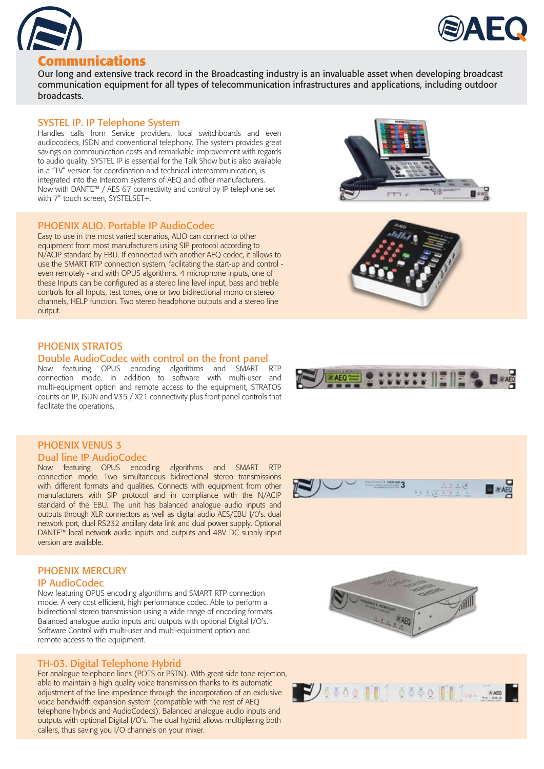# Communications

Our long and extensive track record in the Broadcasting industry is an invaluable asset when developing broadcast communication equipment for all types of telecommunication infrastructures and applications, including outdoor broadcasts.

## SYSTEL IP. IP Telephone System

Handles calls from Service providers, local switchboards and even audiocodecs, ISDN and conventional telephony. The system provides great savings on communication costs and remarkable improvement with regards to audio quality. SYSTEL IP is essential for the Talk Show but is also available in a "TV" version for coordination and technical intercommunication, is integrated into the Intercom systems of AEQ and other manufacturers. Now with DANTE™ / AES 67 connectivity and control by IP telephone set with 7" touch screen, SYSTELSET+.

## PHOENIX ALIO. Portable IP AudioCodec

Easy to use in the most varied scenarios, ALIO can connect to other equipment from most manufacturers using SIP protocol according to N/ACIP standard by EBU. If connected with another AEQ codec, it allows to use the SMART RTP connection system, facilitating the start-up and control - even remotely - and with OPUS algorithms. 4 microphone inputs, one of these Inputs can be configured as a stereo line level input, bass and treble controls for all Inputs, test tones, one or two bidirectional mono or stereo channels, HELP function. Two stereo headphone outputs and a stereo line output.

## PHOENIX STRATOS
## Double AudioCodec with control on the front panel

Now featuring OPUS encoding algorithms and SMART RTP connection mode. In addition to software with multi-user and multi-equipment option and remote access to the equipment, STRATOS counts on IP, ISDN and V35 / X21 connectivity plus front panel controls that facilitate the operations.

## PHOENIX VENUS 3
## Dual line IP AudioCodec

Now featuring OPUS encoding algorithms and SMART RTP connection mode. Two simultaneous bidirectional stereo transmissions with different formats and qualities. Connects with equipment from other manufacturers with SIP protocol and in compliance with the N/ACIP standard of the EBU. The unit has balanced analogue audio inputs and outputs through XLR connectors as well as digital audio AES/EBU I/0's. dual network port, dual RS232 ancillary data link and dual power supply. Optional DANTE™ local network audio inputs and outputs and 48V DC supply input version are available.

## PHOENIX MERCURY
## IP AudioCodec

Now featuring OPUS encoding algorithms and SMART RTP connection mode. A very cost efficient, high performance codec. Able to perform a bidirectional stereo transmission using a wide range of encoding formats. Balanced analogue audio inputs and outputs with optional Digital I/O's. Software Control with multi-user and multi-equipment option and remote access to the equipment.

## TH-03. Digital Telephone Hybrid

For analogue telephone lines (POTS or PSTN). With great side tone rejection, able to maintain a high quality voice transmission thanks to its automatic adjustment of the line impedance through the incorporation of an exclusive voice bandwidth expansion system (compatible with the rest of AEQ telephone hybrids and AudioCodecs). Balanced analogue audio inputs and outputs with optional Digital I/O's. The dual hybrid allows multiplexing both callers, thus saving you I/O channels on your mixer.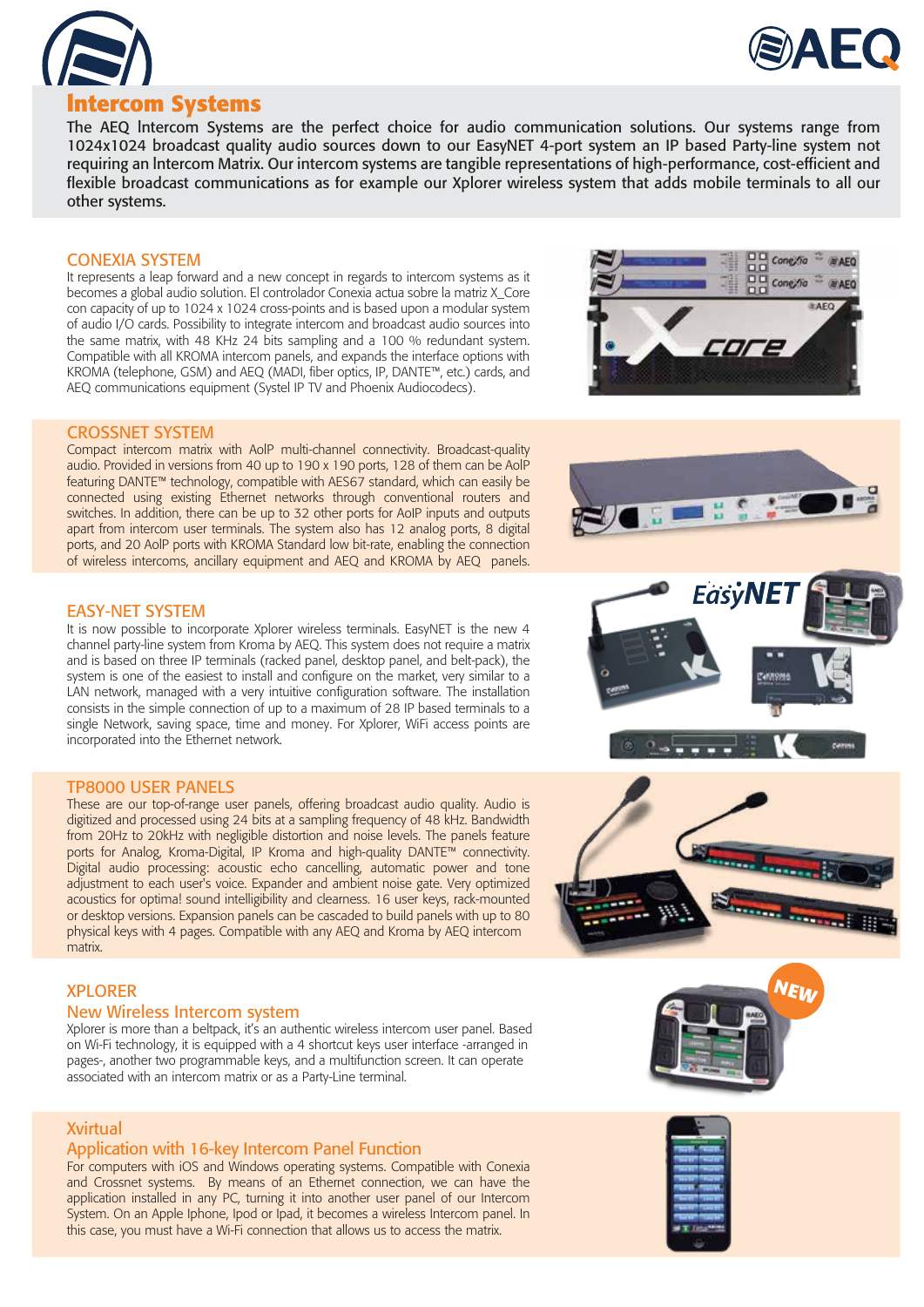# Intercom Systems

The AEQ Intercom Systems are the perfect choice for audio communication solutions. Our systems range from 1024x1024 broadcast quality audio sources down to our EasyNET 4-port system an IP based Party-line system not requiring an Intercom Matrix. Our intercom systems are tangible representations of high-performance, cost-efficient and flexible broadcast communications as for example our Xplorer wireless system that adds mobile terminals to all our other systems.

## CONEXIA SYSTEM

It represents a leap forward and a new concept in regards to intercom systems as it becomes a global audio solution. El controlador Conexia actua sobre la matriz X_Core con capacity of up to 1024 x 1024 cross-points and is based upon a modular system of audio I/O cards. Possibility to integrate intercom and broadcast audio sources into the same matrix, with 48 KHz 24 bits sampling and a 100 % redundant system. Compatible with all KROMA intercom panels, and expands the interface options with KROMA (telephone, GSM) and AEQ (MADI, fiber optics, IP, DANTE™, etc.) cards, and AEQ communications equipment (Systel IP TV and Phoenix Audiocodecs).

## CROSSNET SYSTEM

Compact intercom matrix with AoIP multi-channel connectivity. Broadcast-quality audio. Provided in versions from 40 up to 190 x 190 ports, 128 of them can be AoIP featuring DANTE™ technology, compatible with AES67 standard, which can easily be connected using existing Ethernet networks through conventional routers and switches. In addition, there can be up to 32 other ports for AoIP inputs and outputs apart from intercom user terminals. The system also has 12 analog ports, 8 digital ports, and 20 AoIP ports with KROMA Standard low bit-rate, enabling the connection of wireless intercoms, ancillary equipment and AEQ and KROMA by AEQ panels.

## EASY-NET SYSTEM

It is now possible to incorporate Xplorer wireless terminals. EasyNET is the new 4 channel party-line system from Kroma by AEQ. This system does not require a matrix and is based on three IP terminals (racked panel, desktop panel, and belt-pack), the system is one of the easiest to install and configure on the market, very similar to a LAN network, managed with a very intuitive configuration software. The installation consists in the simple connection of up to a maximum of 28 IP based terminals to a single Network, saving space, time and money. For Xplorer, WiFi access points are incorporated into the Ethernet network.

## TP8000 USER PANELS

These are our top-of-range user panels, offering broadcast audio quality. Audio is digitized and processed using 24 bits at a sampling frequency of 48 kHz. Bandwidth from 20Hz to 20kHz with negligible distortion and noise levels. The panels feature ports for Analog, Kroma-Digital, IP Kroma and high-quality DANTE™ connectivity. Digital audio processing: acoustic echo cancelling, automatic power and tone adjustment to each user's voice. Expander and ambient noise gate. Very optimized acoustics for optimal sound intelligibility and clearness. 16 user keys, rack-mounted or desktop versions. Expansion panels can be cascaded to build panels with up to 80 physical keys with 4 pages. Compatible with any AEQ and Kroma by AEQ intercom matrix.

## XPLORER

### New Wireless Intercom system

Xplorer is more than a beltpack, it's an authentic wireless intercom user panel. Based on Wi-Fi technology, it is equipped with a 4 shortcut keys user interface -arranged in pages-, another two programmable keys, and a multifunction screen. It can operate associated with an intercom matrix or as a Party-Line terminal.

## Xvirtual

### Application with 16-key Intercom Panel Function

For computers with iOS and Windows operating systems. Compatible with Conexia and Crossnet systems. By means of an Ethernet connection, we can have the application installed in any PC, turning it into another user panel of our Intercom System. On an Apple Iphone, Ipod or Ipad, it becomes a wireless Intercom panel. In this case, you must have a Wi-Fi connection that allows us to access the matrix.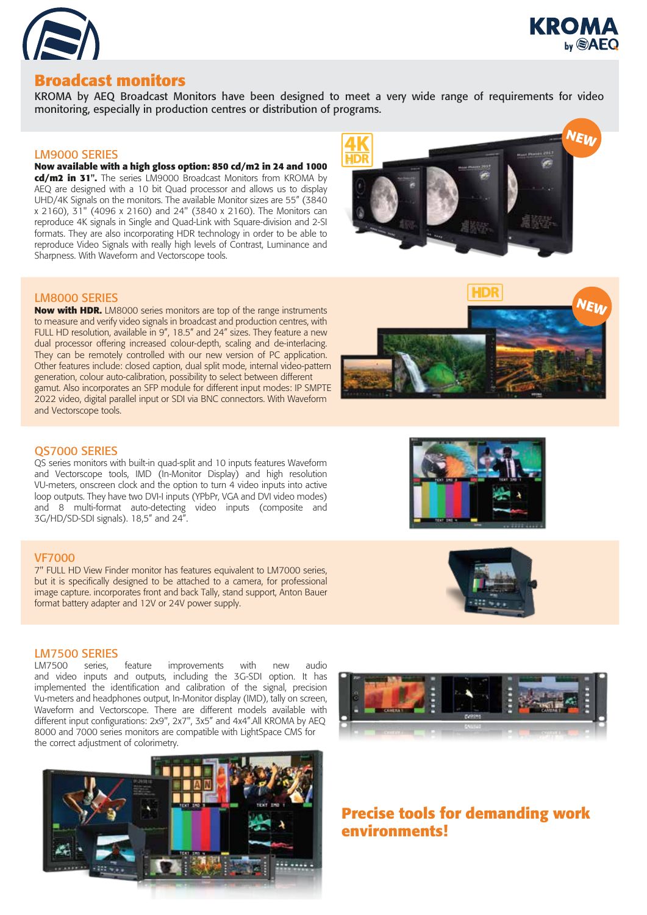# Broadcast monitors

KROMA by AEQ Broadcast Monitors have been designed to meet a very wide range of requirements for video monitoring, especially in production centres or distribution of programs.

## LM9000 SERIES

**Now available with a high gloss option: 850 cd/m2 in 24 and 1000 cd/m2 in 31".** The series LM9000 Broadcast Monitors from KROMA by AEQ are designed with a 10 bit Quad processor and allows us to display UHD/4K Signals on the monitors. The available Monitor sizes are 55" (3840 x 2160), 31" (4096 x 2160) and 24" (3840 x 2160). The Monitors can reproduce 4K signals in Single and Quad-Link with Square-division and 2-SI formats. They are also incorporating HDR technology in order to be able to reproduce Video Signals with really high levels of Contrast, Luminance and Sharpness. With Waveform and Vectorscope tools.

## LM8000 SERIES

**Now with HDR.** LM8000 series monitors are top of the range instruments to measure and verify video signals in broadcast and production centres, with FULL HD resolution, available in 9", 18.5" and 24" sizes. They feature a new dual processor offering increased colour-depth, scaling and de-interlacing. They can be remotely controlled with our new version of PC application. Other features include: closed caption, dual split mode, internal video-pattern generation, colour auto-calibration, possibility to select between different gamut. Also incorporates an SFP module for different input modes: IP SMPTE 2022 video, digital parallel input or SDI via BNC connectors. With Waveform and Vectorscope tools.

## QS7000 SERIES

QS series monitors with built-in quad-split and 10 inputs features Waveform and Vectorscope tools, IMD (In-Monitor Display) and high resolution VU-meters, onscreen clock and the option to turn 4 video inputs into active loop outputs. They have two DVI-I inputs (YPbPr, VGA and DVI modes) and 8 multi-format auto-detecting video inputs (composite and 3G/HD/SD-SDI signals). 18,5" and 24".

## VF7000

7" FULL HD View Finder monitor has features equivalent to LM7000 series, but it is specifically designed to be attached to a camera, for professional image capture. incorporates front and back Tally, stand support, Anton Bauer format battery adapter and 12V or 24V power supply.

## LM7500 SERIES

LM7500 series, feature improvements with new audio and video inputs and outputs, including the 3G-SDI option. It has implemented the identification and calibration of the signal, precision Vu-meters and headphones output, In-Monitor display (IMD), tally on screen, Waveform and Vectorscope. There are different models available with different input configurations: 2x9", 2x7", 3x5" and 4x4".All KROMA by AEQ 8000 and 7000 series monitors are compatible with LightSpace CMS for the correct adjustment of colorimetry.

**Precise tools for demanding work environments!**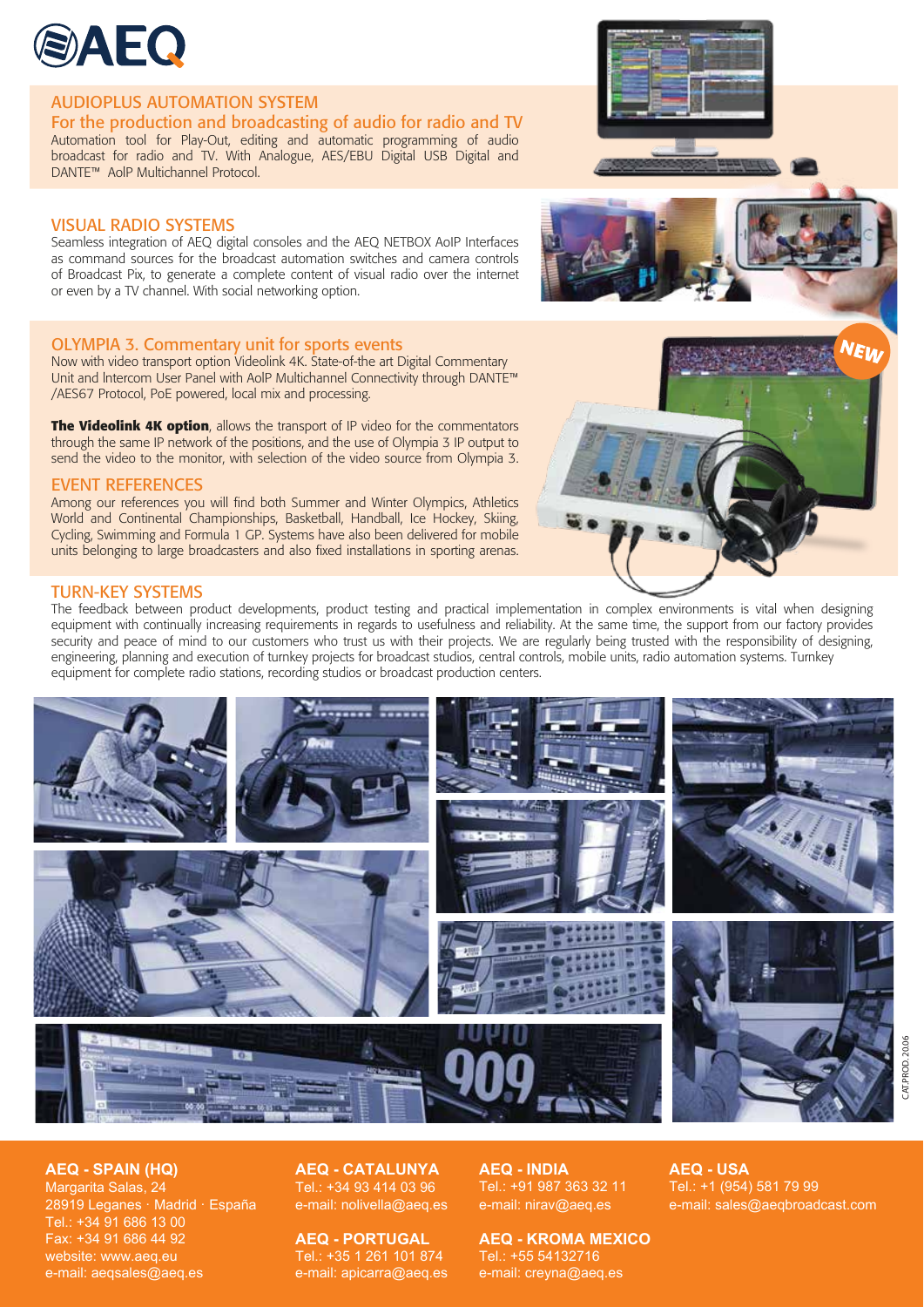# AEQ

## AUDIOPLUS AUTOMATION SYSTEM

### For the production and broadcasting of audio for radio and TV

Automation tool for Play-Out, editing and automatic programming of audio broadcast for radio and TV. With Analogue, AES/EBU Digital USB Digital and DANTE™ AoIP Multichannel Protocol.

## VISUAL RADIO SYSTEMS

Seamless integration of AEQ digital consoles and the AEQ NETBOX AoIP Interfaces as command sources for the broadcast automation switches and camera controls of Broadcast Pix, to generate a complete content of visual radio over the internet or even by a TV channel. With social networking option.

## OLYMPIA 3. Commentary unit for sports events

NEW

Now with video transport option Videolink 4K. State-of-the art Digital Commentary Unit and Intercom User Panel with AoIP Multichannel Connectivity through DANTE™ /AES67 Protocol, PoE powered, local mix and processing.

**The Videolink 4K option**, allows the transport of IP video for the commentators through the same IP network of the positions, and the use of Olympia 3 IP output to send the video to the monitor, with selection of the video source from Olympia 3.

## EVENT REFERENCES

Among our references you will find both Summer and Winter Olympics, Athletics World and Continental Championships, Basketball, Handball, Ice Hockey, Skiing, Cycling, Swimming and Formula 1 GP. Systems have also been delivered for mobile units belonging to large broadcasters and also fixed installations in sporting arenas.

## TURN-KEY SYSTEMS

The feedback between product developments, product testing and practical implementation in complex environments is vital when designing equipment with continually increasing requirements in regards to usefulness and reliability. At the same time, the support from our factory provides security and peace of mind to our customers who trust us with their projects. We are regularly being trusted with the responsibility of designing, engineering, planning and execution of turnkey projects for broadcast studios, central controls, mobile units, radio automation systems. Turnkey equipment for complete radio stations, recording studios or broadcast production centers.

CAT.PROD. 20.06

**AEQ - SPAIN (HQ)**
Margarita Salas, 24
28919 Leganes · Madrid · España
Tel.: +34 91 686 13 00
Fax: +34 91 686 44 92
website: www.aeq.eu
e-mail: aeqsales@aeq.es

**AEQ - CATALUNYA**
Tel.: +34 93 414 03 96
e-mail: nolivella@aeq.es

**AEQ - PORTUGAL**
Tel.: +35 1 261 101 874
e-mail: apicarra@aeq.es

**AEQ - INDIA**
Tel.: +91 987 363 32 11
e-mail: nirav@aeq.es

**AEQ - KROMA MEXICO**
Tel.: +55 54132716
e-mail: creyna@aeq.es

**AEQ - USA**
Tel.: +1 (954) 581 79 99
e-mail: sales@aeqbroadcast.com